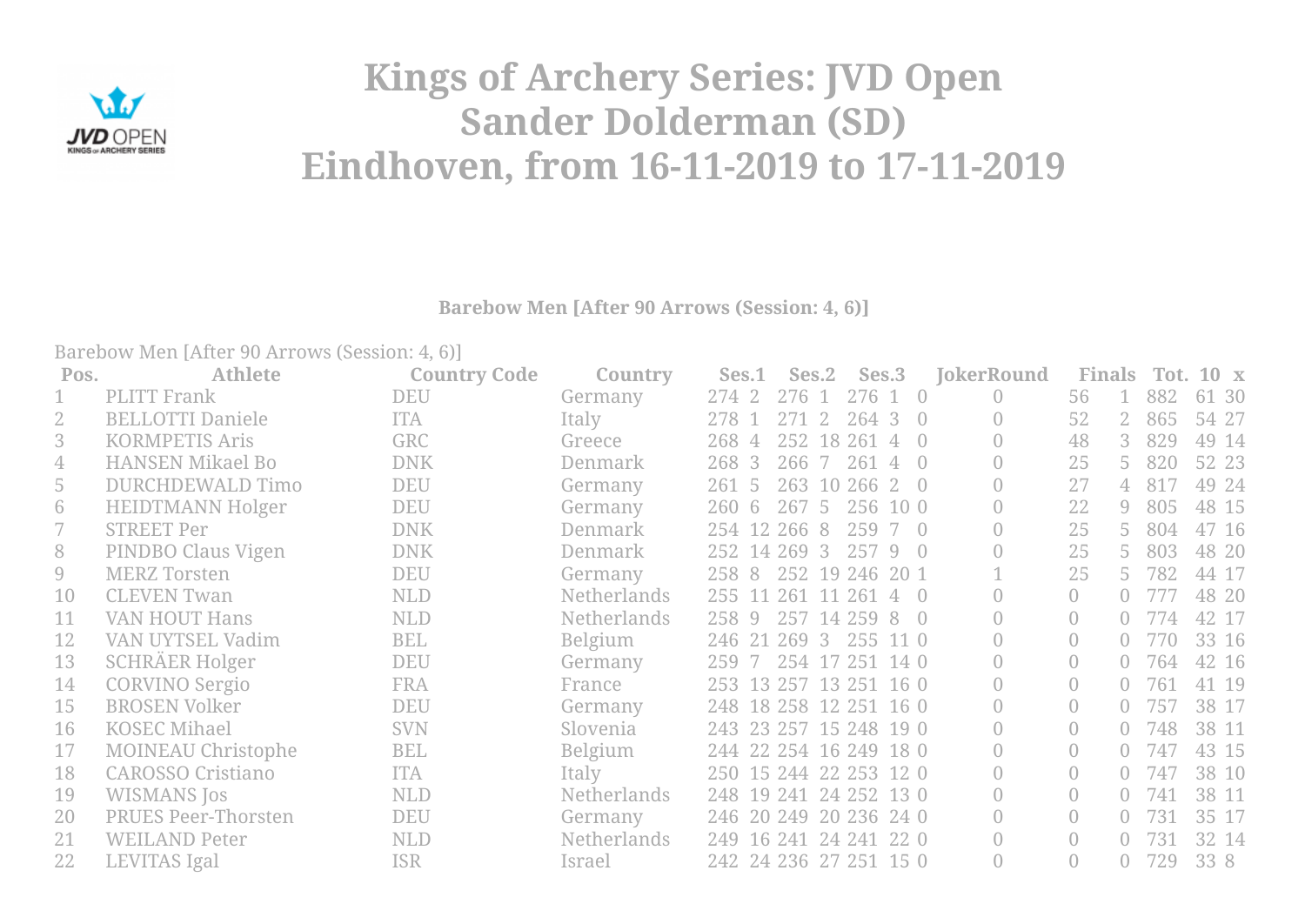# Kings of Archery Series: JVD Open
# Sander Dolderman (SD)
# Eindhoven, from 16-11-2019 to 17-11-2019

**Barebow Men [After 90 Arrows (Session: 4, 6)]**

Barebow Men [After 90 Arrows (Session: 4, 6)]

| Pos. | Athlete | Country Code | Country | Ses.1 | | Ses.2 | | Ses.3 | | | JokerRound | Finals | | Tot. | 10 | x |
|---|---|---|---|---|---|---|---|---|---|---|---|---|---|---|---|---|
| 1 | PLITT Frank | DEU | Germany | 274 | 2 | 276 | 1 | 276 | 1 | 0 | 0 | 56 | 1 | 882 | 61 | 30 |
| 2 | BELLOTTI Daniele | ITA | Italy | 278 | 1 | 271 | 2 | 264 | 3 | 0 | 0 | 52 | 2 | 865 | 54 | 27 |
| 3 | KORMPETIS Aris | GRC | Greece | 268 | 4 | 252 | 18 | 261 | 4 | 0 | 0 | 48 | 3 | 829 | 49 | 14 |
| 4 | HANSEN Mikael Bo | DNK | Denmark | 268 | 3 | 266 | 7 | 261 | 4 | 0 | 0 | 25 | 5 | 820 | 52 | 23 |
| 5 | DURCHDEWALD Timo | DEU | Germany | 261 | 5 | 263 | 10 | 266 | 2 | 0 | 0 | 27 | 4 | 817 | 49 | 24 |
| 6 | HEIDTMANN Holger | DEU | Germany | 260 | 6 | 267 | 5 | 256 | 10 | 0 | 0 | 22 | 9 | 805 | 48 | 15 |
| 7 | STREET Per | DNK | Denmark | 254 | 12 | 266 | 8 | 259 | 7 | 0 | 0 | 25 | 5 | 804 | 47 | 16 |
| 8 | PINDBO Claus Vigen | DNK | Denmark | 252 | 14 | 269 | 3 | 257 | 9 | 0 | 0 | 25 | 5 | 803 | 48 | 20 |
| 9 | MERZ Torsten | DEU | Germany | 258 | 8 | 252 | 19 | 246 | 20 | 1 | 1 | 25 | 5 | 782 | 44 | 17 |
| 10 | CLEVEN Twan | NLD | Netherlands | 255 | 11 | 261 | 11 | 261 | 4 | 0 | 0 | 0 | 0 | 777 | 48 | 20 |
| 11 | VAN HOUT Hans | NLD | Netherlands | 258 | 9 | 257 | 14 | 259 | 8 | 0 | 0 | 0 | 0 | 774 | 42 | 17 |
| 12 | VAN UYTSEL Vadim | BEL | Belgium | 246 | 21 | 269 | 3 | 255 | 11 | 0 | 0 | 0 | 0 | 770 | 33 | 16 |
| 13 | SCHRÄER Holger | DEU | Germany | 259 | 7 | 254 | 17 | 251 | 14 | 0 | 0 | 0 | 0 | 764 | 42 | 16 |
| 14 | CORVINO Sergio | FRA | France | 253 | 13 | 257 | 13 | 251 | 16 | 0 | 0 | 0 | 0 | 761 | 41 | 19 |
| 15 | BROSEN Volker | DEU | Germany | 248 | 18 | 258 | 12 | 251 | 16 | 0 | 0 | 0 | 0 | 757 | 38 | 17 |
| 16 | KOSEC Mihael | SVN | Slovenia | 243 | 23 | 257 | 15 | 248 | 19 | 0 | 0 | 0 | 0 | 748 | 38 | 11 |
| 17 | MOINEAU Christophe | BEL | Belgium | 244 | 22 | 254 | 16 | 249 | 18 | 0 | 0 | 0 | 0 | 747 | 43 | 15 |
| 18 | CAROSSO Cristiano | ITA | Italy | 250 | 15 | 244 | 22 | 253 | 12 | 0 | 0 | 0 | 0 | 747 | 38 | 10 |
| 19 | WISMANS Jos | NLD | Netherlands | 248 | 19 | 241 | 24 | 252 | 13 | 0 | 0 | 0 | 0 | 741 | 38 | 11 |
| 20 | PRUES Peer-Thorsten | DEU | Germany | 246 | 20 | 249 | 20 | 236 | 24 | 0 | 0 | 0 | 0 | 731 | 35 | 17 |
| 21 | WEILAND Peter | NLD | Netherlands | 249 | 16 | 241 | 24 | 241 | 22 | 0 | 0 | 0 | 0 | 731 | 32 | 14 |
| 22 | LEVITAS Igal | ISR | Israel | 242 | 24 | 236 | 27 | 251 | 15 | 0 | 0 | 0 | 0 | 729 | 33 | 8 |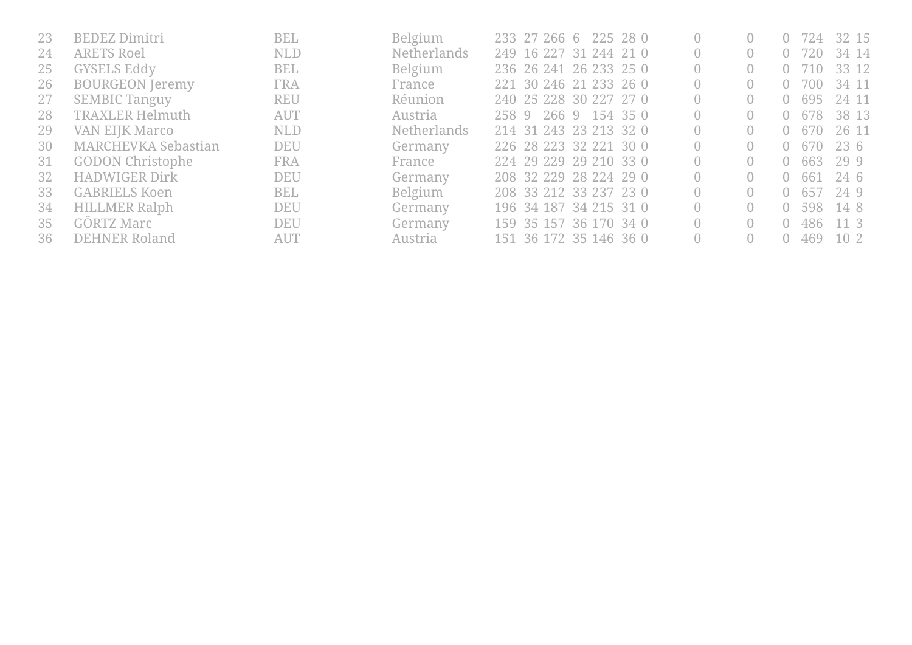| | | | | | | | | | | | | | | | | |
|---|---|---|---|---|---|---|---|---|---|---|---|---|---|---|---|---|
| 23 | BEDEZ Dimitri | BEL | Belgium | 233 | 27 | 266 | 6 | 225 | 28 | 0 | 0 | 0 | 0 | 724 | 32 | 15 |
| 24 | ARETS Roel | NLD | Netherlands | 249 | 16 | 227 | 31 | 244 | 21 | 0 | 0 | 0 | 0 | 720 | 34 | 14 |
| 25 | GYSELS Eddy | BEL | Belgium | 236 | 26 | 241 | 26 | 233 | 25 | 0 | 0 | 0 | 0 | 710 | 33 | 12 |
| 26 | BOURGEON Jeremy | FRA | France | 221 | 30 | 246 | 21 | 233 | 26 | 0 | 0 | 0 | 0 | 700 | 34 | 11 |
| 27 | SEMBIC Tanguy | REU | Réunion | 240 | 25 | 228 | 30 | 227 | 27 | 0 | 0 | 0 | 0 | 695 | 24 | 11 |
| 28 | TRAXLER Helmuth | AUT | Austria | 258 | 9 | 266 | 9 | 154 | 35 | 0 | 0 | 0 | 0 | 678 | 38 | 13 |
| 29 | VAN EIJK Marco | NLD | Netherlands | 214 | 31 | 243 | 23 | 213 | 32 | 0 | 0 | 0 | 0 | 670 | 26 | 11 |
| 30 | MARCHEVKA Sebastian | DEU | Germany | 226 | 28 | 223 | 32 | 221 | 30 | 0 | 0 | 0 | 0 | 670 | 23 | 6 |
| 31 | GODON Christophe | FRA | France | 224 | 29 | 229 | 29 | 210 | 33 | 0 | 0 | 0 | 0 | 663 | 29 | 9 |
| 32 | HADWIGER Dirk | DEU | Germany | 208 | 32 | 229 | 28 | 224 | 29 | 0 | 0 | 0 | 0 | 661 | 24 | 6 |
| 33 | GABRIELS Koen | BEL | Belgium | 208 | 33 | 212 | 33 | 237 | 23 | 0 | 0 | 0 | 0 | 657 | 24 | 9 |
| 34 | HILLMER Ralph | DEU | Germany | 196 | 34 | 187 | 34 | 215 | 31 | 0 | 0 | 0 | 0 | 598 | 14 | 8 |
| 35 | GÖRTZ Marc | DEU | Germany | 159 | 35 | 157 | 36 | 170 | 34 | 0 | 0 | 0 | 0 | 486 | 11 | 3 |
| 36 | DEHNER Roland | AUT | Austria | 151 | 36 | 172 | 35 | 146 | 36 | 0 | 0 | 0 | 0 | 469 | 10 | 2 |